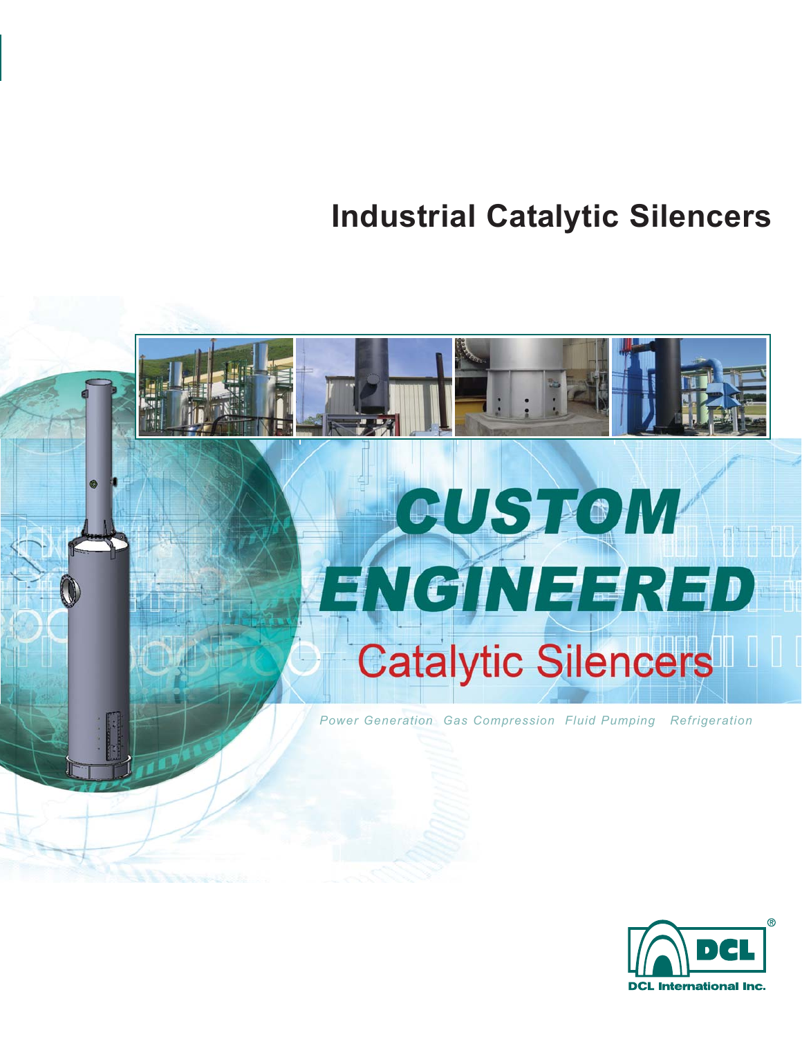# Industrial Catalytic Silencers

## CUSTOM ENGINEERED

### Catalytic Silencers

*Power Generation Gas Compression Fluid Pumping Refrigeration*

DCL International Inc.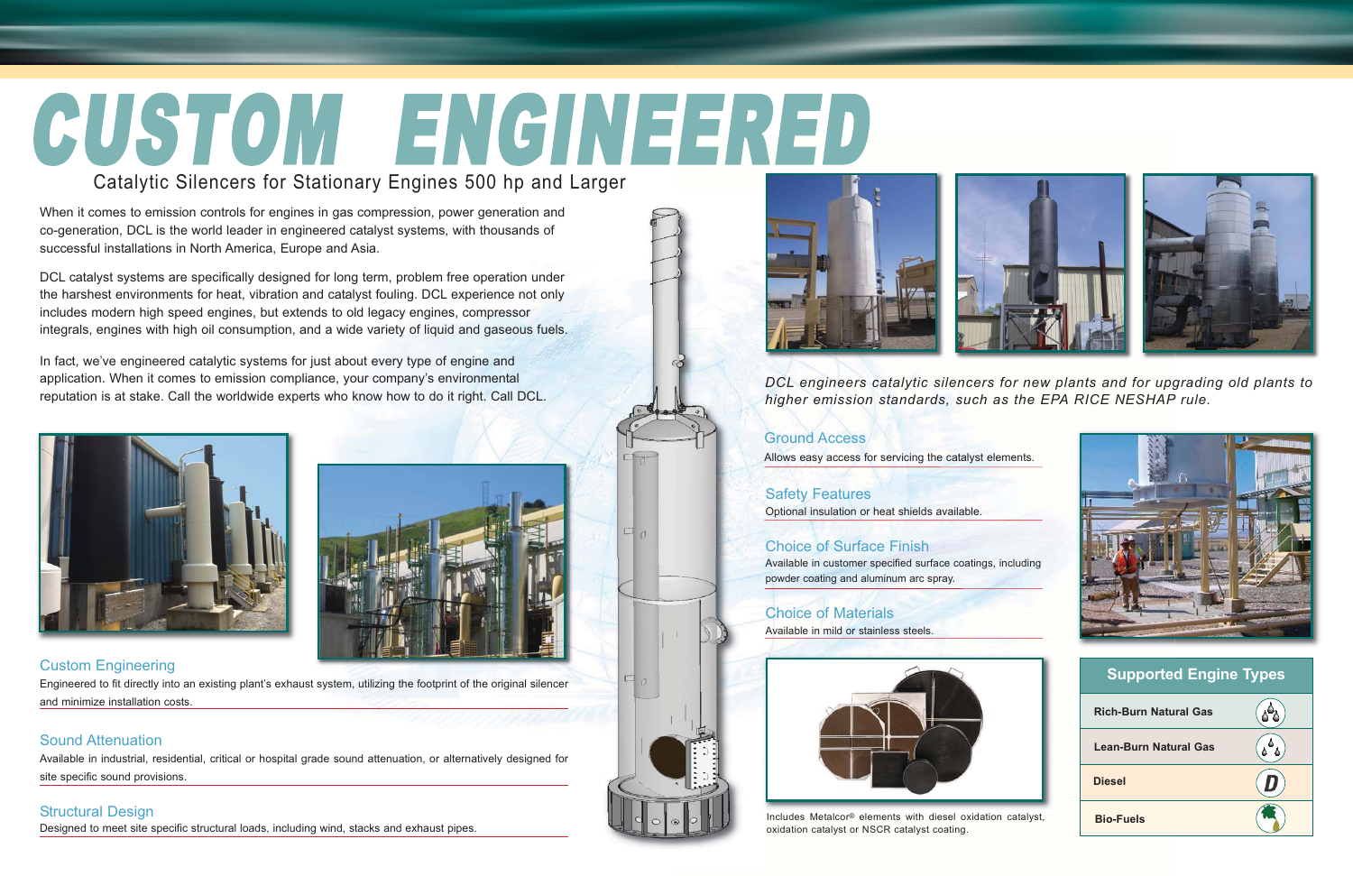# CUSTOM ENGINEERED

## Catalytic Silencers for Stationary Engines 500 hp and Larger

When it comes to emission controls for engines in gas compression, power generation and co-generation, DCL is the world leader in engineered catalyst systems, with thousands of successful installations in North America, Europe and Asia.

DCL catalyst systems are specifically designed for long term, problem free operation under the harshest environments for heat, vibration and catalyst fouling. DCL experience not only includes modern high speed engines, but extends to old legacy engines, compressor integrals, engines with high oil consumption, and a wide variety of liquid and gaseous fuels.

In fact, we've engineered catalytic systems for just about every type of engine and application. When it comes to emission compliance, your company's environmental reputation is at stake. Call the worldwide experts who know how to do it right. Call DCL.

### Custom Engineering

Engineered to fit directly into an existing plant's exhaust system, utilizing the footprint of the original silencer and minimize installation costs.

### Sound Attenuation

Available in industrial, residential, critical or hospital grade sound attenuation, or alternatively designed for site specific sound provisions.

### Structural Design

Designed to meet site specific structural loads, including wind, stacks and exhaust pipes.

*DCL engineers catalytic silencers for new plants and for upgrading old plants to higher emission standards, such as the EPA RICE NESHAP rule.*

### Ground Access

Allows easy access for servicing the catalyst elements.

### Safety Features

Optional insulation or heat shields available.

### Choice of Surface Finish

Available in customer specified surface coatings, including powder coating and aluminum arc spray.

### Choice of Materials

Available in mild or stainless steels.

Includes Metalcor® elements with diesel oxidation catalyst, oxidation catalyst or NSCR catalyst coating.

| Supported Engine Types |
| --- |
| Rich-Burn Natural Gas |
| Lean-Burn Natural Gas |
| Diesel |
| Bio-Fuels |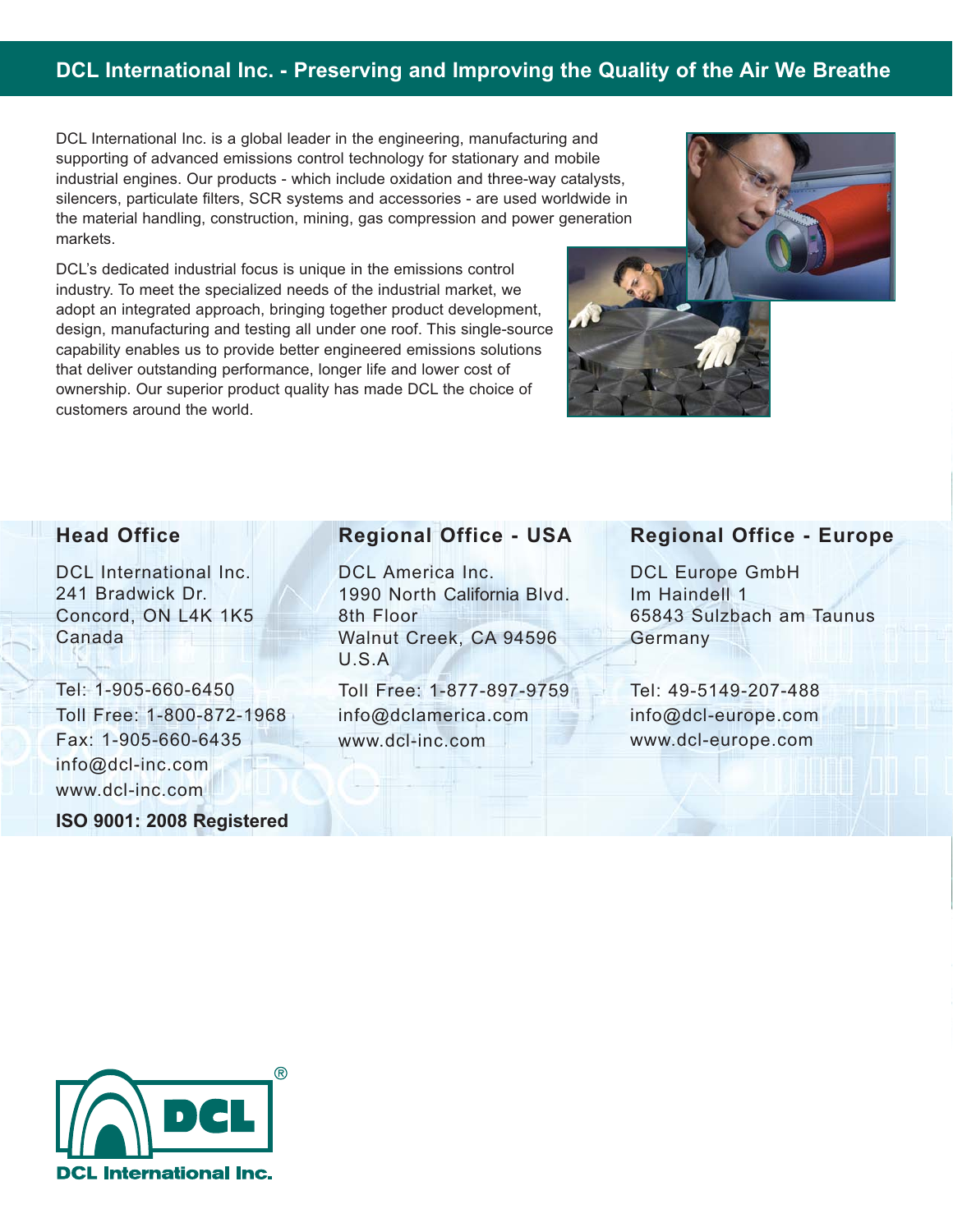## DCL International Inc. - Preserving and Improving the Quality of the Air We Breathe

DCL International Inc. is a global leader in the engineering, manufacturing and supporting of advanced emissions control technology for stationary and mobile industrial engines. Our products - which include oxidation and three-way catalysts, silencers, particulate filters, SCR systems and accessories - are used worldwide in the material handling, construction, mining, gas compression and power generation markets.

DCL's dedicated industrial focus is unique in the emissions control industry. To meet the specialized needs of the industrial market, we adopt an integrated approach, bringing together product development, design, manufacturing and testing all under one roof. This single-source capability enables us to provide better engineered emissions solutions that deliver outstanding performance, longer life and lower cost of ownership. Our superior product quality has made DCL the choice of customers around the world.

### Head Office

DCL International Inc.
241 Bradwick Dr.
Concord, ON L4K 1K5
Canada

Tel: 1-905-660-6450
Toll Free: 1-800-872-1968
Fax: 1-905-660-6435
info@dcl-inc.com
www.dcl-inc.com

**ISO 9001: 2008 Registered**

### Regional Office - USA

DCL America Inc.
1990 North California Blvd.
8th Floor
Walnut Creek, CA 94596
U.S.A

Toll Free: 1-877-897-9759
info@dclamerica.com
www.dcl-inc.com

### Regional Office - Europe

DCL Europe GmbH
Im Haindell 1
65843 Sulzbach am Taunus
Germany

Tel: 49-5149-207-488
info@dcl-europe.com
www.dcl-europe.com

DCL®
DCL International Inc.